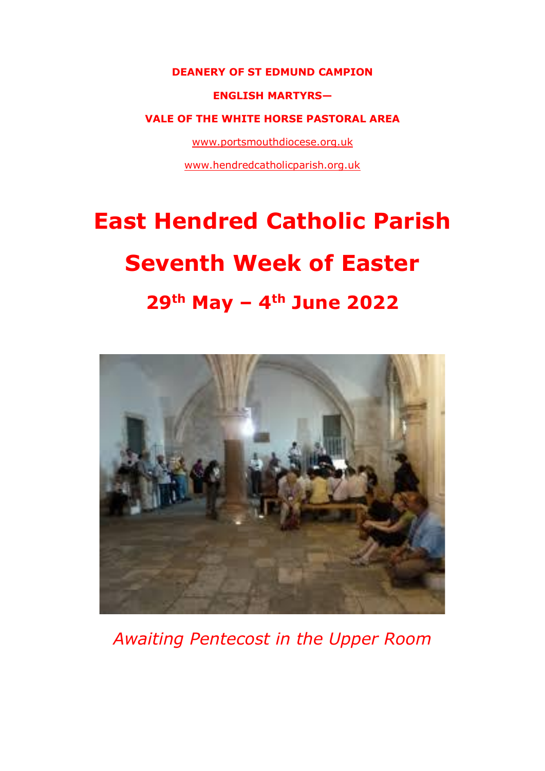**DEANERY OF ST EDMUND CAMPION**

**ENGLISH MARTYRS—**

**VALE OF THE WHITE HORSE PASTORAL AREA**

www.portsmouthdiocese.org.uk

www.hendredcatholicparish.org.uk

# East Hendred Catholic Parish

# Seventh Week of Easter

## 29th May – 4th June 2022

*Awaiting Pentecost in the Upper Room*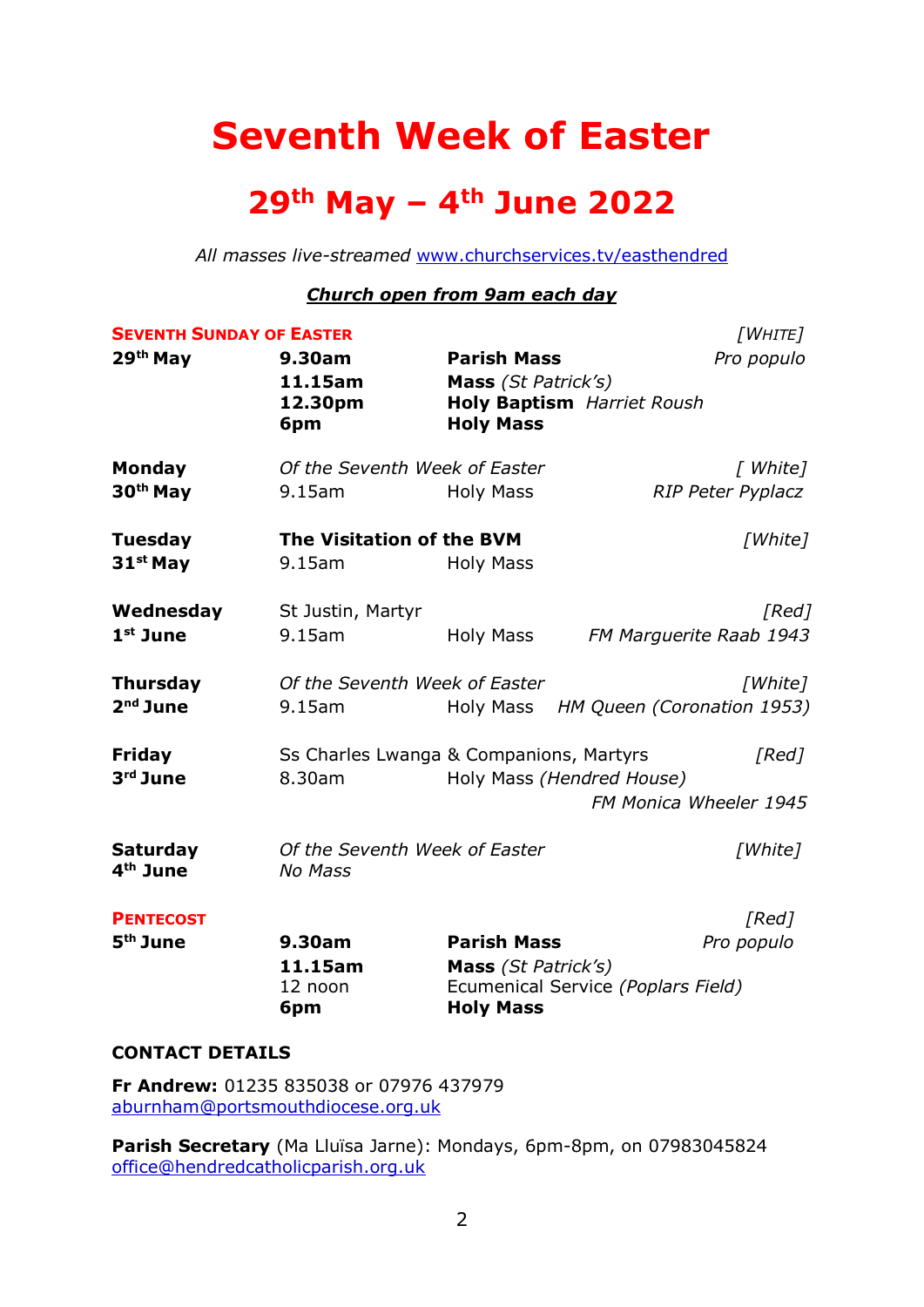# Seventh Week of Easter

## 29th May – 4th June 2022

*All masses live-streamed [www.churchservices.tv/easthendred](http://www.churchservices.tv/easthendred)*

***Church open from 9am each day***

**SEVENTH SUNDAY OF EASTER** *[WHITE]*

| | | | |
|---|---|---|---|
| **29th May** | **9.30am** | **Parish Mass** | *Pro populo* |
| | **11.15am** | **Mass** *(St Patrick's)* | |
| | **12.30pm** | **Holy Baptism** *Harriet Roush* | |
| | **6pm** | **Holy Mass** | |
| **Monday** | *Of the Seventh Week of Easter* | | *[ White]* |
| **30th May** | 9.15am | Holy Mass | *RIP Peter Pyplacz* |
| **Tuesday** | **The Visitation of the BVM** | | *[White]* |
| **31st May** | 9.15am | Holy Mass | |
| **Wednesday** | St Justin, Martyr | | *[Red]* |
| **1st June** | 9.15am | Holy Mass | *FM Marguerite Raab 1943* |
| **Thursday** | *Of the Seventh Week of Easter* | | *[White]* |
| **2nd June** | 9.15am | Holy Mass | *HM Queen (Coronation 1953)* |
| **Friday** | Ss Charles Lwanga & Companions, Martyrs | | *[Red]* |
| **3rd June** | 8.30am | Holy Mass *(Hendred House)* | *FM Monica Wheeler 1945* |
| **Saturday** | *Of the Seventh Week of Easter* | | *[White]* |
| **4th June** | *No Mass* | | |

**PENTECOST** *[Red]*

| | | | |
|---|---|---|---|
| **5th June** | **9.30am** | **Parish Mass** | *Pro populo* |
| | **11.15am** | **Mass** *(St Patrick's)* | |
| | 12 noon | Ecumenical Service *(Poplars Field)* | |
| | **6pm** | **Holy Mass** | |

**CONTACT DETAILS**

**Fr Andrew:** 01235 835038 or 07976 437979
[aburnham@portsmouthdiocese.org.uk](mailto:aburnham@portsmouthdiocese.org.uk)

**Parish Secretary** (Ma Lluïsa Jarne): Mondays, 6pm-8pm, on 07983045824
[office@hendredcatholicparish.org.uk](mailto:office@hendredcatholicparish.org.uk)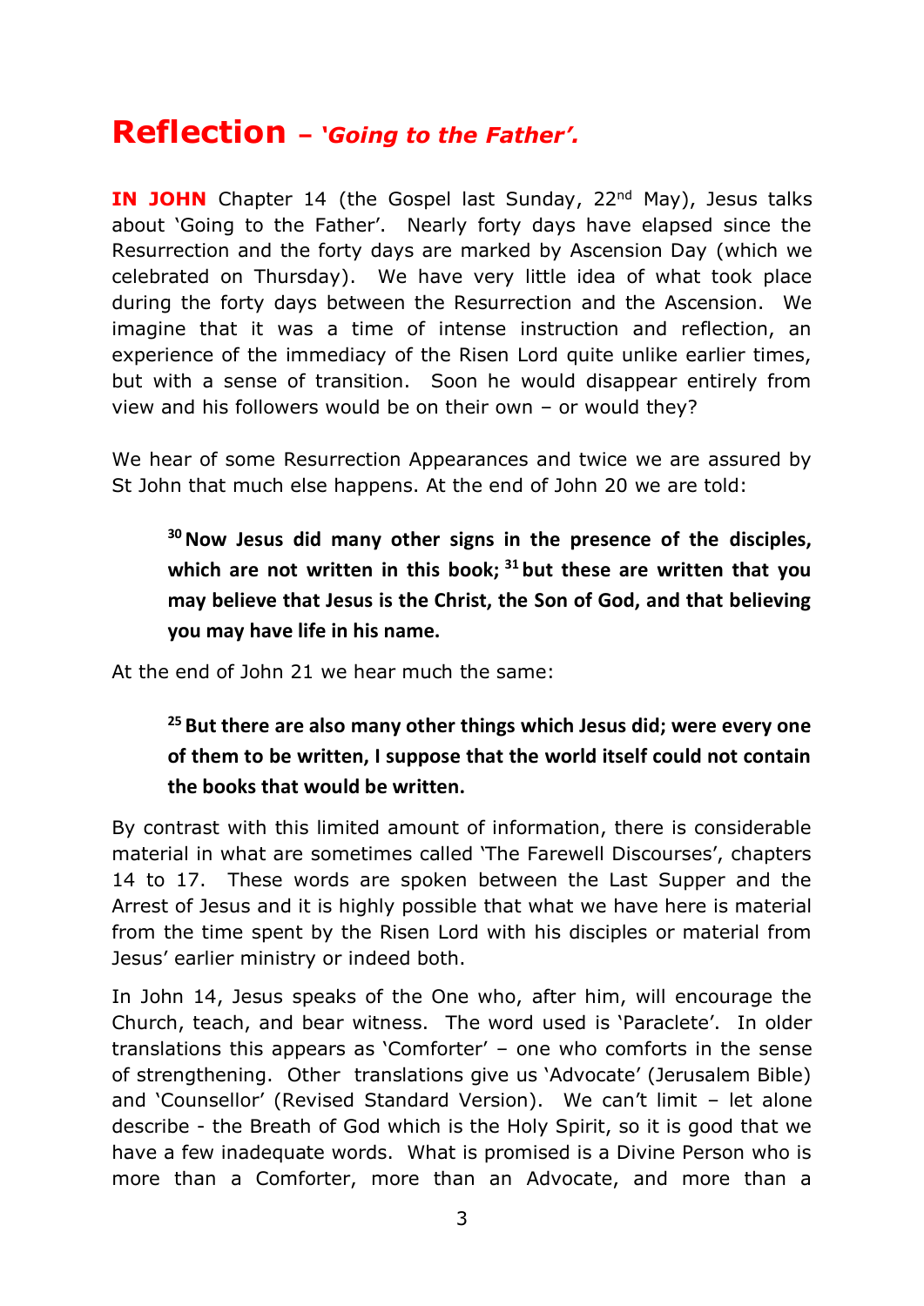# Reflection – *'Going to the Father'.*

**IN JOHN** Chapter 14 (the Gospel last Sunday, 22nd May), Jesus talks about 'Going to the Father'. Nearly forty days have elapsed since the Resurrection and the forty days are marked by Ascension Day (which we celebrated on Thursday). We have very little idea of what took place during the forty days between the Resurrection and the Ascension. We imagine that it was a time of intense instruction and reflection, an experience of the immediacy of the Risen Lord quite unlike earlier times, but with a sense of transition. Soon he would disappear entirely from view and his followers would be on their own – or would they?

We hear of some Resurrection Appearances and twice we are assured by St John that much else happens. At the end of John 20 we are told:

> **[30] Now Jesus did many other signs in the presence of the disciples, which are not written in this book; [31] but these are written that you may believe that Jesus is the Christ, the Son of God, and that believing you may have life in his name.**

At the end of John 21 we hear much the same:

> **[25] But there are also many other things which Jesus did; were every one of them to be written, I suppose that the world itself could not contain the books that would be written.**

By contrast with this limited amount of information, there is considerable material in what are sometimes called 'The Farewell Discourses', chapters 14 to 17. These words are spoken between the Last Supper and the Arrest of Jesus and it is highly possible that what we have here is material from the time spent by the Risen Lord with his disciples or material from Jesus' earlier ministry or indeed both.

In John 14, Jesus speaks of the One who, after him, will encourage the Church, teach, and bear witness. The word used is 'Paraclete'. In older translations this appears as 'Comforter' – one who comforts in the sense of strengthening. Other translations give us 'Advocate' (Jerusalem Bible) and 'Counsellor' (Revised Standard Version). We can't limit – let alone describe - the Breath of God which is the Holy Spirit, so it is good that we have a few inadequate words. What is promised is a Divine Person who is more than a Comforter, more than an Advocate, and more than a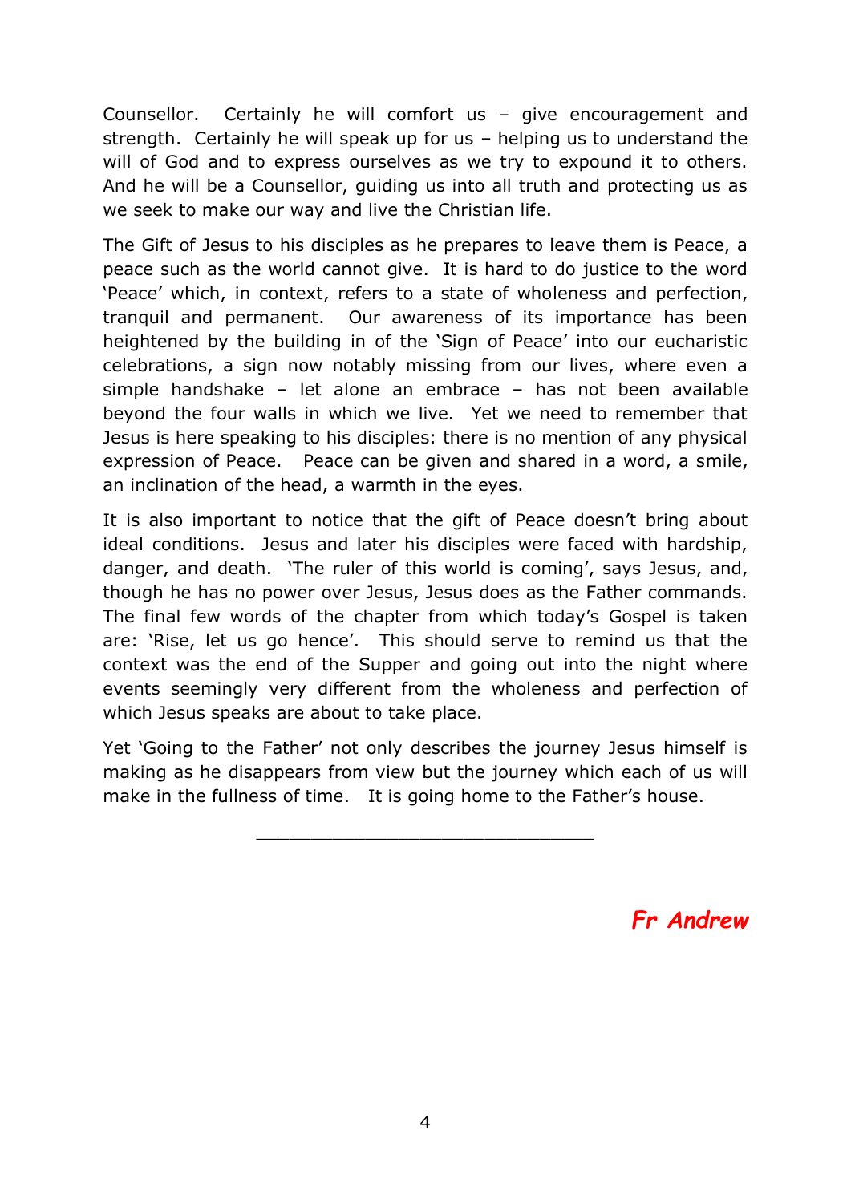Counsellor. Certainly he will comfort us – give encouragement and strength. Certainly he will speak up for us – helping us to understand the will of God and to express ourselves as we try to expound it to others. And he will be a Counsellor, guiding us into all truth and protecting us as we seek to make our way and live the Christian life.

The Gift of Jesus to his disciples as he prepares to leave them is Peace, a peace such as the world cannot give. It is hard to do justice to the word 'Peace' which, in context, refers to a state of wholeness and perfection, tranquil and permanent. Our awareness of its importance has been heightened by the building in of the 'Sign of Peace' into our eucharistic celebrations, a sign now notably missing from our lives, where even a simple handshake – let alone an embrace – has not been available beyond the four walls in which we live. Yet we need to remember that Jesus is here speaking to his disciples: there is no mention of any physical expression of Peace. Peace can be given and shared in a word, a smile, an inclination of the head, a warmth in the eyes.

It is also important to notice that the gift of Peace doesn't bring about ideal conditions. Jesus and later his disciples were faced with hardship, danger, and death. 'The ruler of this world is coming', says Jesus, and, though he has no power over Jesus, Jesus does as the Father commands. The final few words of the chapter from which today's Gospel is taken are: 'Rise, let us go hence'. This should serve to remind us that the context was the end of the Supper and going out into the night where events seemingly very different from the wholeness and perfection of which Jesus speaks are about to take place.

Yet 'Going to the Father' not only describes the journey Jesus himself is making as he disappears from view but the journey which each of us will make in the fullness of time. It is going home to the Father's house.

---

***Fr Andrew***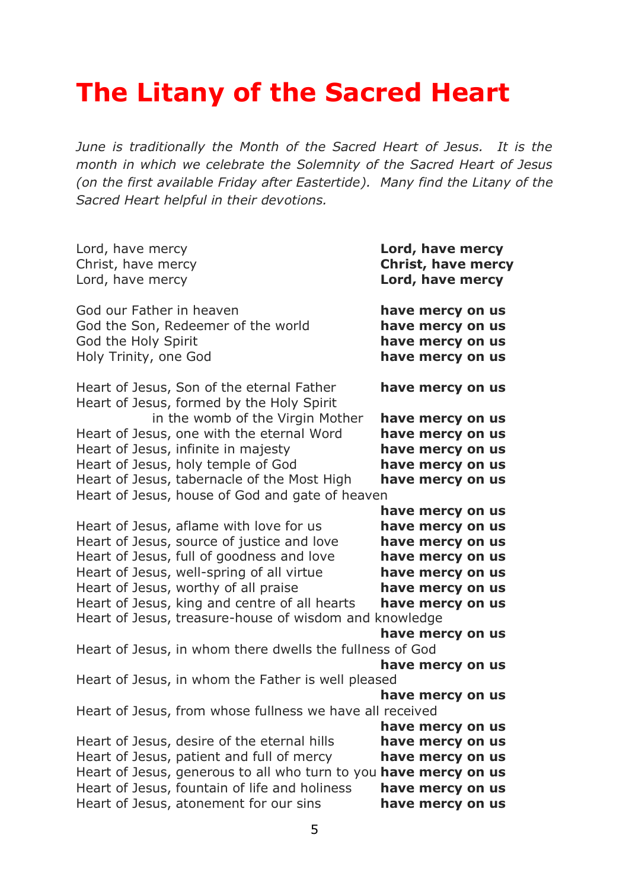# The Litany of the Sacred Heart

*June is traditionally the Month of the Sacred Heart of Jesus. It is the month in which we celebrate the Solemnity of the Sacred Heart of Jesus (on the first available Friday after Eastertide). Many find the Litany of the Sacred Heart helpful in their devotions.*

Lord, have mercy **Lord, have mercy**
Christ, have mercy **Christ, have mercy**
Lord, have mercy **Lord, have mercy**

God our Father in heaven **have mercy on us**
God the Son, Redeemer of the world **have mercy on us**
God the Holy Spirit **have mercy on us**
Holy Trinity, one God **have mercy on us**

Heart of Jesus, Son of the eternal Father **have mercy on us**
Heart of Jesus, formed by the Holy Spirit in the womb of the Virgin Mother **have mercy on us**
Heart of Jesus, one with the eternal Word **have mercy on us**
Heart of Jesus, infinite in majesty **have mercy on us**
Heart of Jesus, holy temple of God **have mercy on us**
Heart of Jesus, tabernacle of the Most High **have mercy on us**
Heart of Jesus, house of God and gate of heaven **have mercy on us**
Heart of Jesus, aflame with love for us **have mercy on us**
Heart of Jesus, source of justice and love **have mercy on us**
Heart of Jesus, full of goodness and love **have mercy on us**
Heart of Jesus, well-spring of all virtue **have mercy on us**
Heart of Jesus, worthy of all praise **have mercy on us**
Heart of Jesus, king and centre of all hearts **have mercy on us**
Heart of Jesus, treasure-house of wisdom and knowledge **have mercy on us**
Heart of Jesus, in whom there dwells the fullness of God **have mercy on us**
Heart of Jesus, in whom the Father is well pleased **have mercy on us**
Heart of Jesus, from whose fullness we have all received **have mercy on us**
Heart of Jesus, desire of the eternal hills **have mercy on us**
Heart of Jesus, patient and full of mercy **have mercy on us**
Heart of Jesus, generous to all who turn to you **have mercy on us**
Heart of Jesus, fountain of life and holiness **have mercy on us**
Heart of Jesus, atonement for our sins **have mercy on us**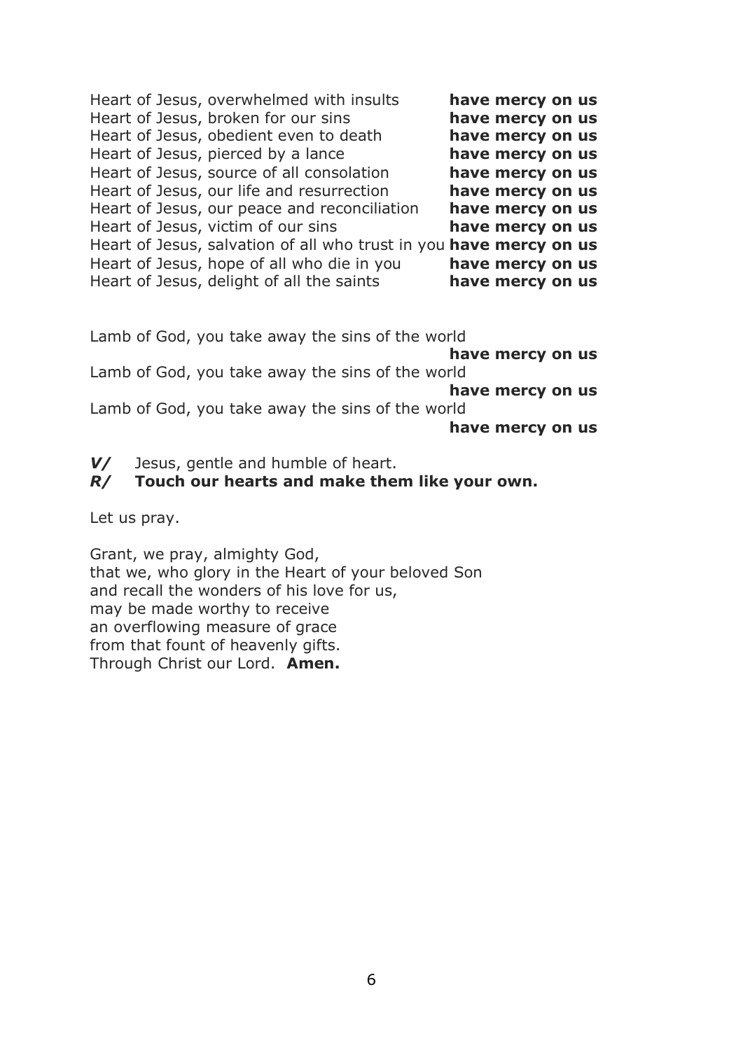Heart of Jesus, overwhelmed with insults **have mercy on us**
Heart of Jesus, broken for our sins **have mercy on us**
Heart of Jesus, obedient even to death **have mercy on us**
Heart of Jesus, pierced by a lance **have mercy on us**
Heart of Jesus, source of all consolation **have mercy on us**
Heart of Jesus, our life and resurrection **have mercy on us**
Heart of Jesus, our peace and reconciliation **have mercy on us**
Heart of Jesus, victim of our sins **have mercy on us**
Heart of Jesus, salvation of all who trust in you **have mercy on us**
Heart of Jesus, hope of all who die in you **have mercy on us**
Heart of Jesus, delight of all the saints **have mercy on us**

Lamb of God, you take away the sins of the world
**have mercy on us**
Lamb of God, you take away the sins of the world
**have mercy on us**
Lamb of God, you take away the sins of the world
**have mercy on us**

***V/*** Jesus, gentle and humble of heart.
***R/*** **Touch our hearts and make them like your own.**

Let us pray.

Grant, we pray, almighty God,
that we, who glory in the Heart of your beloved Son
and recall the wonders of his love for us,
may be made worthy to receive
an overflowing measure of grace
from that fount of heavenly gifts.
Through Christ our Lord. **Amen.**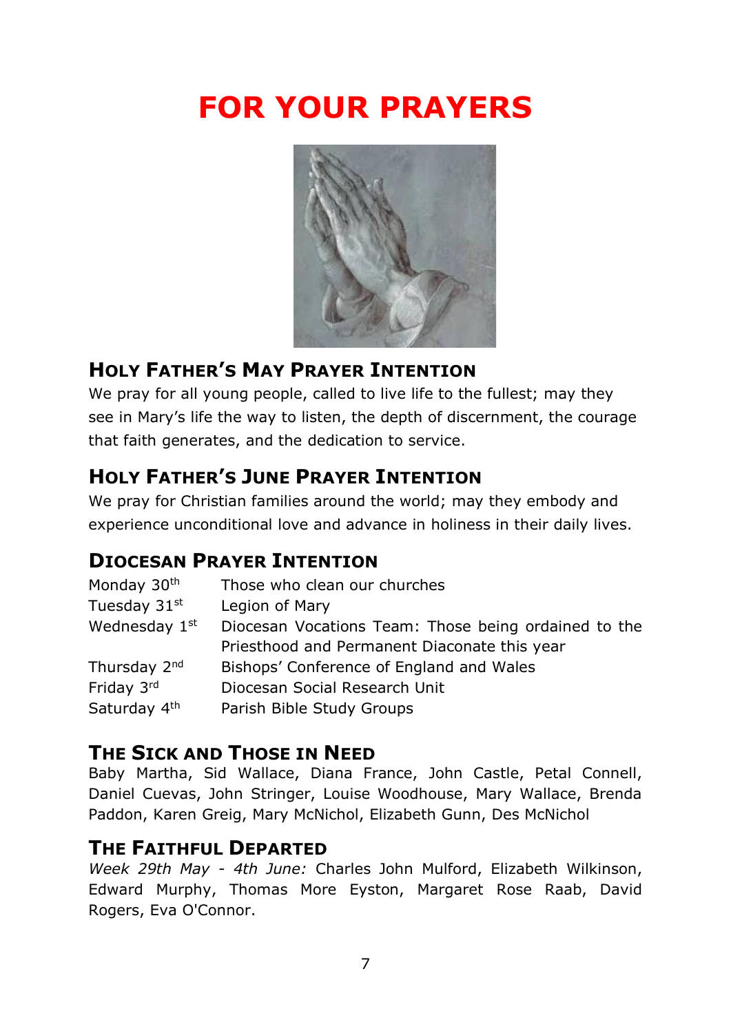# FOR YOUR PRAYERS

## Holy Father's May Prayer Intention

We pray for all young people, called to live life to the fullest; may they see in Mary's life the way to listen, the depth of discernment, the courage that faith generates, and the dedication to service.

## Holy Father's June Prayer Intention

We pray for Christian families around the world; may they embody and experience unconditional love and advance in holiness in their daily lives.

## Diocesan Prayer Intention

| | |
|---|---|
| Monday 30th | Those who clean our churches |
| Tuesday 31st | Legion of Mary |
| Wednesday 1st | Diocesan Vocations Team: Those being ordained to the Priesthood and Permanent Diaconate this year |
| Thursday 2nd | Bishops' Conference of England and Wales |
| Friday 3rd | Diocesan Social Research Unit |
| Saturday 4th | Parish Bible Study Groups |

## The Sick and Those in Need

Baby Martha, Sid Wallace, Diana France, John Castle, Petal Connell, Daniel Cuevas, John Stringer, Louise Woodhouse, Mary Wallace, Brenda Paddon, Karen Greig, Mary McNichol, Elizabeth Gunn, Des McNichol

## The Faithful Departed

*Week 29th May - 4th June:* Charles John Mulford, Elizabeth Wilkinson, Edward Murphy, Thomas More Eyston, Margaret Rose Raab, David Rogers, Eva O'Connor.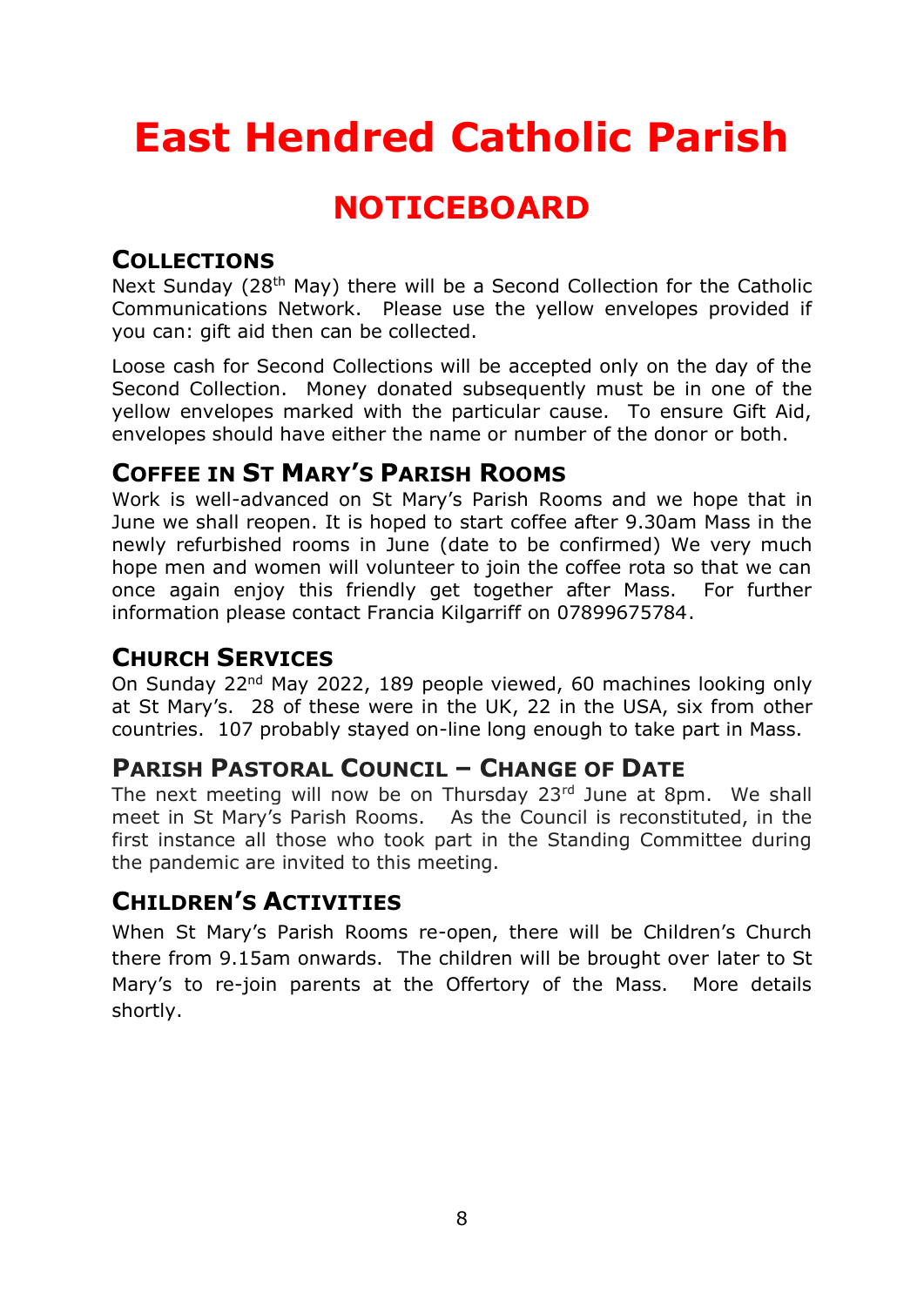# East Hendred Catholic Parish

## NOTICEBOARD

### COLLECTIONS

Next Sunday (28th May) there will be a Second Collection for the Catholic Communications Network. Please use the yellow envelopes provided if you can: gift aid then can be collected.

Loose cash for Second Collections will be accepted only on the day of the Second Collection. Money donated subsequently must be in one of the yellow envelopes marked with the particular cause. To ensure Gift Aid, envelopes should have either the name or number of the donor or both.

### COFFEE IN ST MARY'S PARISH ROOMS

Work is well-advanced on St Mary's Parish Rooms and we hope that in June we shall reopen. It is hoped to start coffee after 9.30am Mass in the newly refurbished rooms in June (date to be confirmed) We very much hope men and women will volunteer to join the coffee rota so that we can once again enjoy this friendly get together after Mass. For further information please contact Francia Kilgarriff on 07899675784.

### CHURCH SERVICES

On Sunday 22nd May 2022, 189 people viewed, 60 machines looking only at St Mary's. 28 of these were in the UK, 22 in the USA, six from other countries. 107 probably stayed on-line long enough to take part in Mass.

### PARISH PASTORAL COUNCIL – CHANGE OF DATE

The next meeting will now be on Thursday 23rd June at 8pm. We shall meet in St Mary's Parish Rooms. As the Council is reconstituted, in the first instance all those who took part in the Standing Committee during the pandemic are invited to this meeting.

### CHILDREN'S ACTIVITIES

When St Mary's Parish Rooms re-open, there will be Children's Church there from 9.15am onwards. The children will be brought over later to St Mary's to re-join parents at the Offertory of the Mass. More details shortly.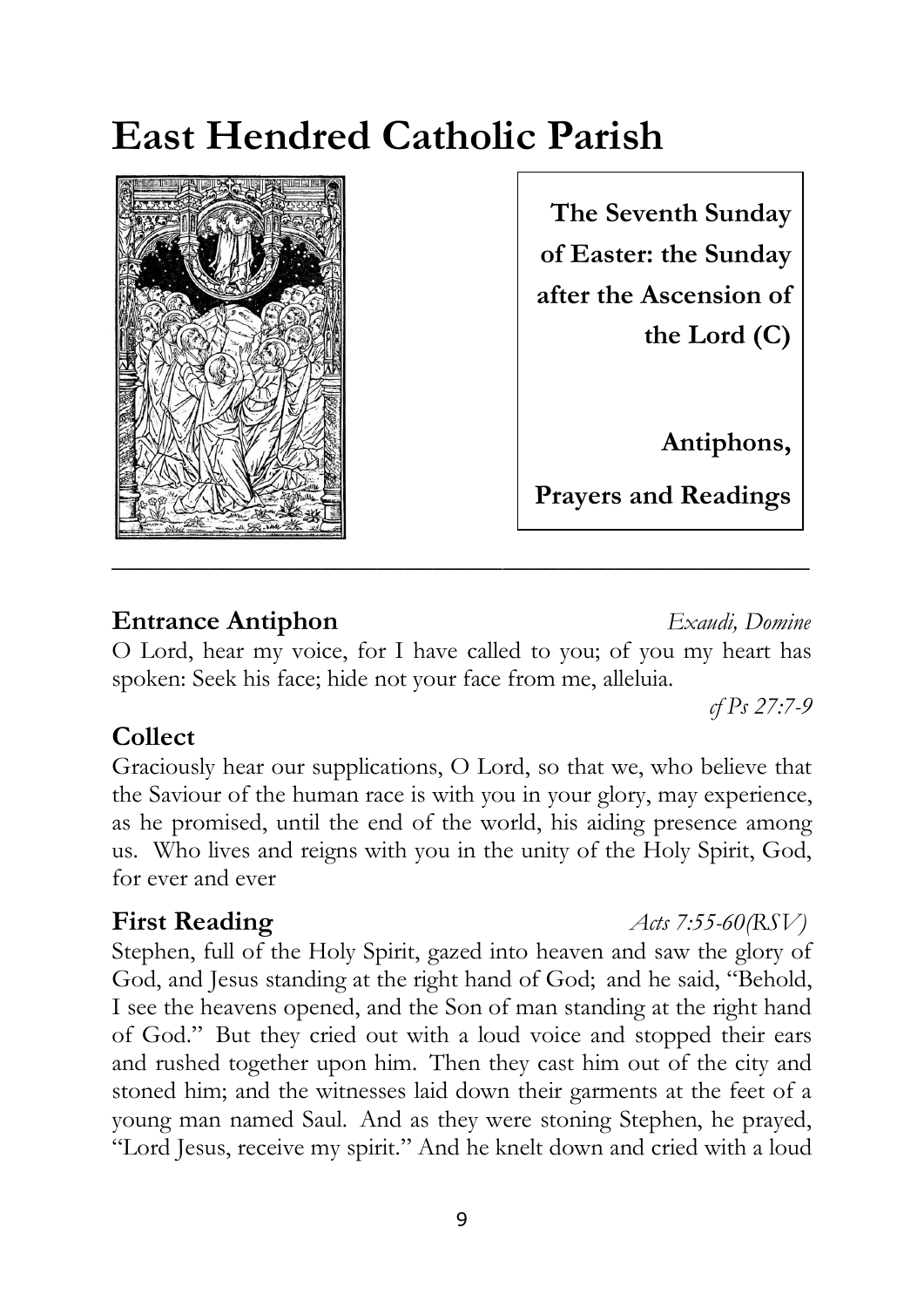# East Hendred Catholic Parish

**The Seventh Sunday of Easter: the Sunday after the Ascension of the Lord (C)**

**Antiphons,**

**Prayers and Readings**

---

## Entrance Antiphon *Exaudi, Domine*

O Lord, hear my voice, for I have called to you; of you my heart has spoken: Seek his face; hide not your face from me, alleluia.

*cf Ps 27:7-9*

## Collect

Graciously hear our supplications, O Lord, so that we, who believe that the Saviour of the human race is with you in your glory, may experience, as he promised, until the end of the world, his aiding presence among us. Who lives and reigns with you in the unity of the Holy Spirit, God, for ever and ever

## First Reading *Acts 7:55-60(RSV)*

Stephen, full of the Holy Spirit, gazed into heaven and saw the glory of God, and Jesus standing at the right hand of God; and he said, "Behold, I see the heavens opened, and the Son of man standing at the right hand of God." But they cried out with a loud voice and stopped their ears and rushed together upon him. Then they cast him out of the city and stoned him; and the witnesses laid down their garments at the feet of a young man named Saul. And as they were stoning Stephen, he prayed, "Lord Jesus, receive my spirit." And he knelt down and cried with a loud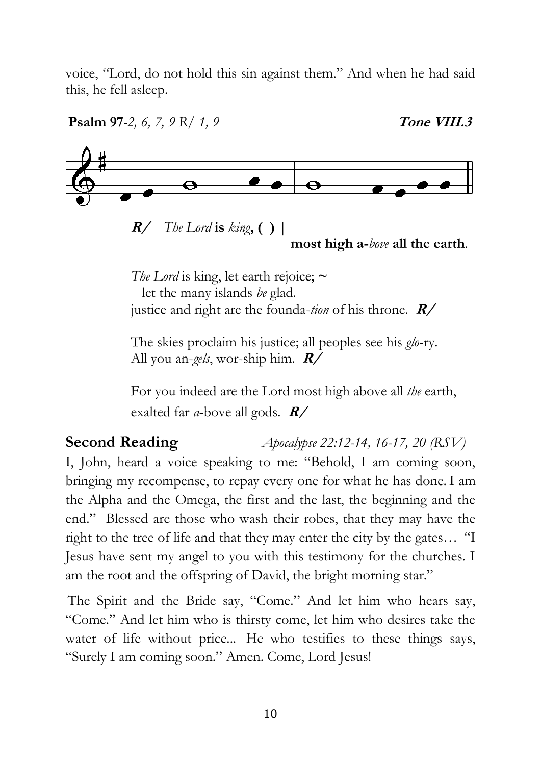voice, "Lord, do not hold this sin against them." And when he had said this, he fell asleep.

**Psalm 97**-*2, 6, 7, 9 R/ 1, 9* **Tone VIII.3**

***R/*** *The Lord* **is** *king*, **( ) |**
**most high a-***bove* **all the earth**.

*The Lord* is king, let earth rejoice; ~
let the many islands *be* glad.
justice and right are the founda-*tion* of his throne. ***R/***

The skies proclaim his justice; all peoples see his *glo*-ry.
All you an-*gels*, wor-ship him. ***R/***

For you indeed are the Lord most high above all *the* earth,
exalted far *a*-bove all gods. ***R/***

**Second Reading** *Apocalypse 22:12-14, 16-17, 20 (RSV)*

I, John, heard a voice speaking to me: "Behold, I am coming soon, bringing my recompense, to repay every one for what he has done. I am the Alpha and the Omega, the first and the last, the beginning and the end." Blessed are those who wash their robes, that they may have the right to the tree of life and that they may enter the city by the gates… "I Jesus have sent my angel to you with this testimony for the churches. I am the root and the offspring of David, the bright morning star."

The Spirit and the Bride say, "Come." And let him who hears say, "Come." And let him who is thirsty come, let him who desires take the water of life without price... He who testifies to these things says, "Surely I am coming soon." Amen. Come, Lord Jesus!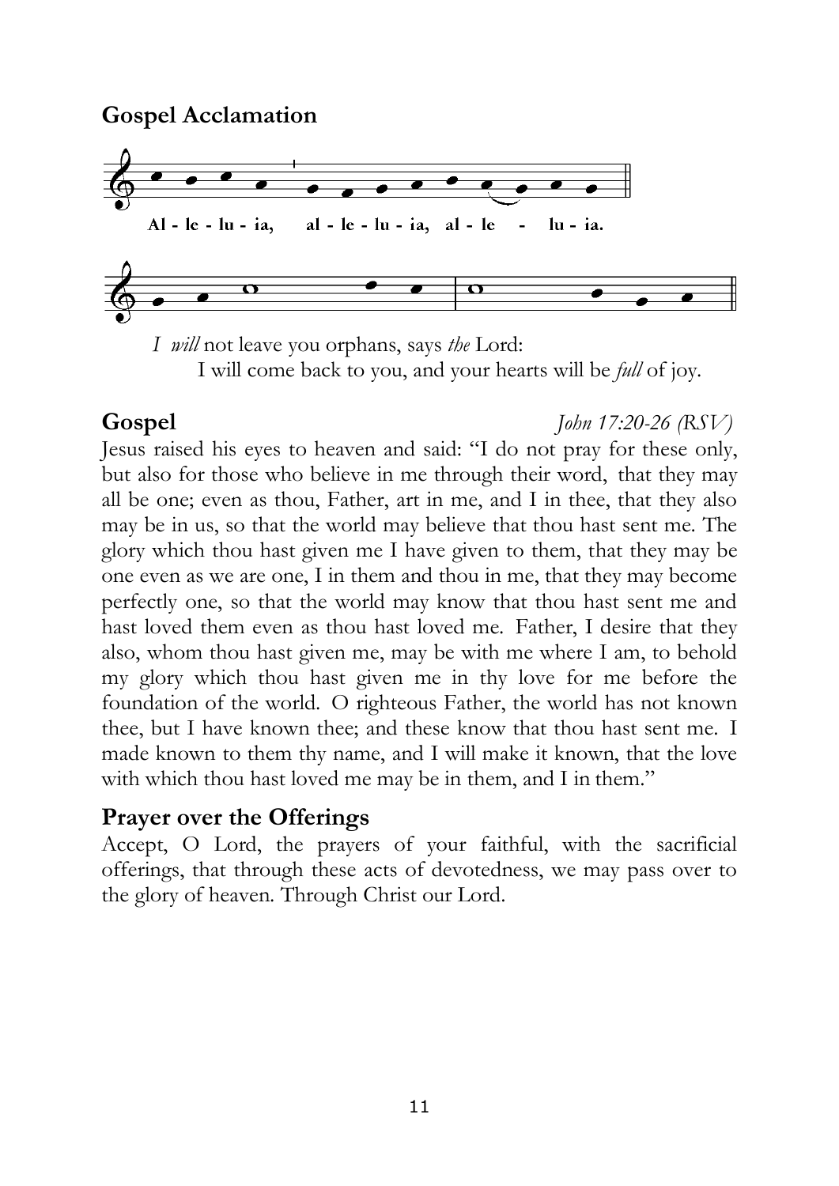## Gospel Acclamation

Al - le - lu - ia, al - le - lu - ia, al - le - lu - ia.

*I will* not leave you orphans, says *the* Lord:
I will come back to you, and your hearts will be *full* of joy.

## Gospel

*John 17:20-26 (RSV)*

Jesus raised his eyes to heaven and said: "I do not pray for these only, but also for those who believe in me through their word, that they may all be one; even as thou, Father, art in me, and I in thee, that they also may be in us, so that the world may believe that thou hast sent me. The glory which thou hast given me I have given to them, that they may be one even as we are one, I in them and thou in me, that they may become perfectly one, so that the world may know that thou hast sent me and hast loved them even as thou hast loved me. Father, I desire that they also, whom thou hast given me, may be with me where I am, to behold my glory which thou hast given me in thy love for me before the foundation of the world. O righteous Father, the world has not known thee, but I have known thee; and these know that thou hast sent me. I made known to them thy name, and I will make it known, that the love with which thou hast loved me may be in them, and I in them."

## Prayer over the Offerings

Accept, O Lord, the prayers of your faithful, with the sacrificial offerings, that through these acts of devotedness, we may pass over to the glory of heaven. Through Christ our Lord.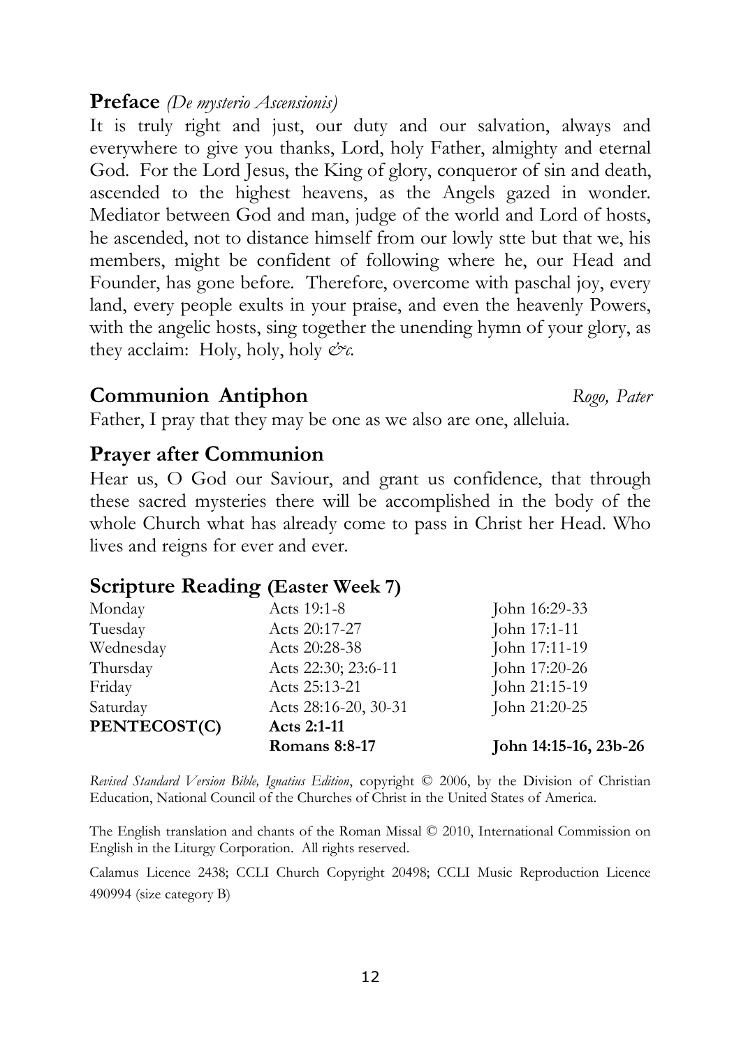## **Preface** *(De mysterio Ascensionis)*

It is truly right and just, our duty and our salvation, always and everywhere to give you thanks, Lord, holy Father, almighty and eternal God. For the Lord Jesus, the King of glory, conqueror of sin and death, ascended to the highest heavens, as the Angels gazed in wonder. Mediator between God and man, judge of the world and Lord of hosts, he ascended, not to distance himself from our lowly stte but that we, his members, might be confident of following where he, our Head and Founder, has gone before. Therefore, overcome with paschal joy, every land, every people exults in your praise, and even the heavenly Powers, with the angelic hosts, sing together the unending hymn of your glory, as they acclaim: Holy, holy, holy *&c.*

## **Communion Antiphon** *Rogo, Pater*

Father, I pray that they may be one as we also are one, alleluia.

## **Prayer after Communion**

Hear us, O God our Saviour, and grant us confidence, that through these sacred mysteries there will be accomplished in the body of the whole Church what has already come to pass in Christ her Head. Who lives and reigns for ever and ever.

## **Scripture Reading (Easter Week 7)**

| | | |
|---|---|---|
| Monday | Acts 19:1-8 | John 16:29-33 |
| Tuesday | Acts 20:17-27 | John 17:1-11 |
| Wednesday | Acts 20:28-38 | John 17:11-19 |
| Thursday | Acts 22:30; 23:6-11 | John 17:20-26 |
| Friday | Acts 25:13-21 | John 21:15-19 |
| Saturday | Acts 28:16-20, 30-31 | John 21:20-25 |
| **PENTECOST(C)** | **Acts 2:1-11** | |
| | **Romans 8:8-17** | **John 14:15-16, 23b-26** |

*Revised Standard Version Bible, Ignatius Edition*, copyright © 2006, by the Division of Christian Education, National Council of the Churches of Christ in the United States of America.

The English translation and chants of the Roman Missal © 2010, International Commission on English in the Liturgy Corporation. All rights reserved.

Calamus Licence 2438; CCLI Church Copyright 20498; CCLI Music Reproduction Licence 490994 (size category B)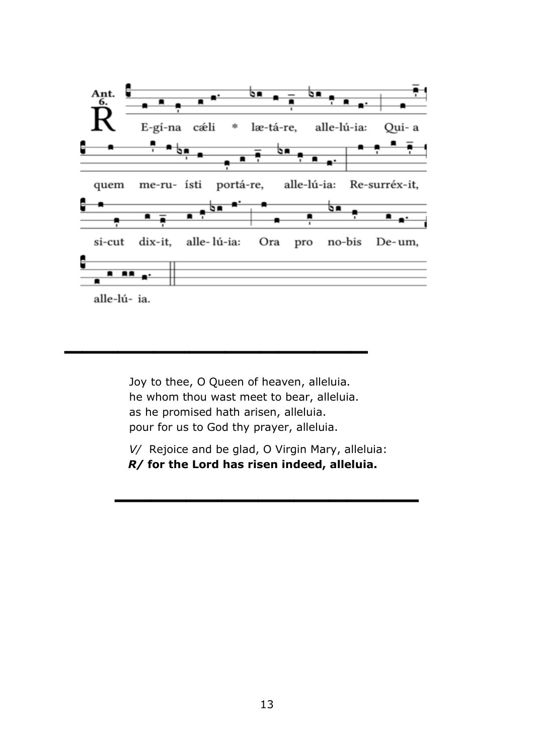Ant. 6.

R E-gí-na cǽli * læ-tá-re, alle-lú-ia: Qui- a quem me-ru- ísti portá-re, alle-lú-ia: Re-surréx-it, si-cut dix-it, alle- lú-ia: Ora pro no-bis De-um, alle-lú- ia.

---

Joy to thee, O Queen of heaven, alleluia.
he whom thou wast meet to bear, alleluia.
as he promised hath arisen, alleluia.
pour for us to God thy prayer, alleluia.

*V/* Rejoice and be glad, O Virgin Mary, alleluia:
***R/* for the Lord has risen indeed, alleluia.**

---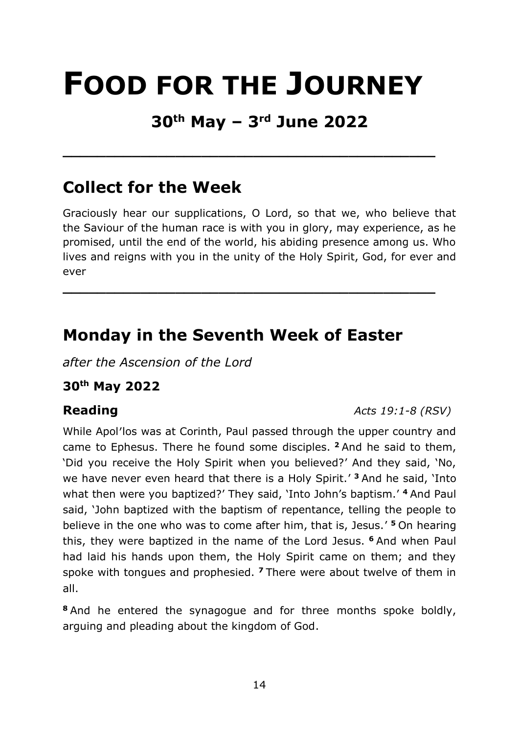# FOOD FOR THE JOURNEY

## 30th May – 3rd June 2022

---

## Collect for the Week

Graciously hear our supplications, O Lord, so that we, who believe that the Saviour of the human race is with you in glory, may experience, as he promised, until the end of the world, his abiding presence among us. Who lives and reigns with you in the unity of the Holy Spirit, God, for ever and ever

---

## Monday in the Seventh Week of Easter

*after the Ascension of the Lord*

**30th May 2022**

**Reading** *Acts 19:1-8 (RSV)*

While Apol'los was at Corinth, Paul passed through the upper country and came to Ephesus. There he found some disciples. **2** And he said to them, 'Did you receive the Holy Spirit when you believed?' And they said, 'No, we have never even heard that there is a Holy Spirit.' **3** And he said, 'Into what then were you baptized?' They said, 'Into John's baptism.' **4** And Paul said, 'John baptized with the baptism of repentance, telling the people to believe in the one who was to come after him, that is, Jesus.' **5** On hearing this, they were baptized in the name of the Lord Jesus. **6** And when Paul had laid his hands upon them, the Holy Spirit came on them; and they spoke with tongues and prophesied. **7** There were about twelve of them in all.

**8** And he entered the synagogue and for three months spoke boldly, arguing and pleading about the kingdom of God.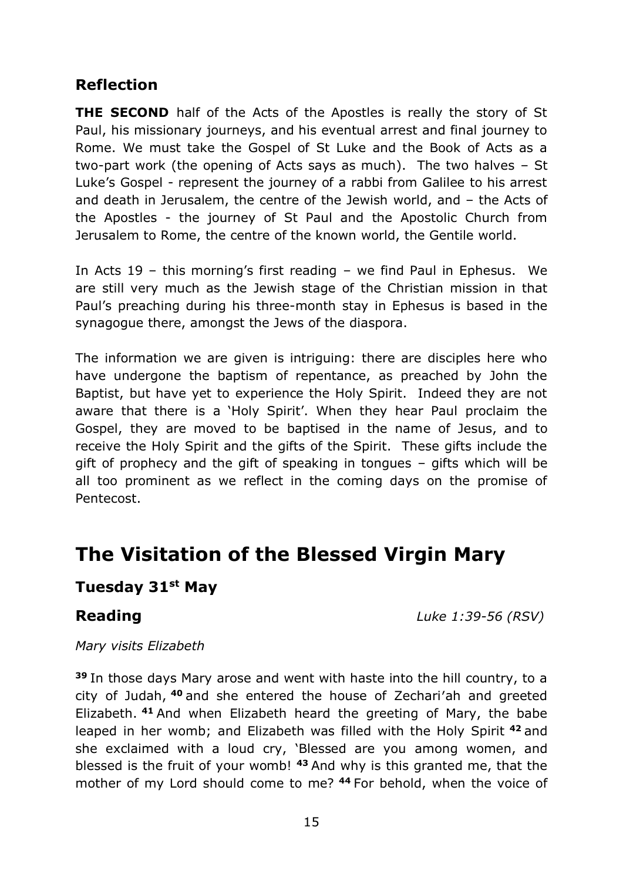## Reflection

**THE SECOND** half of the Acts of the Apostles is really the story of St Paul, his missionary journeys, and his eventual arrest and final journey to Rome. We must take the Gospel of St Luke and the Book of Acts as a two-part work (the opening of Acts says as much). The two halves – St Luke's Gospel - represent the journey of a rabbi from Galilee to his arrest and death in Jerusalem, the centre of the Jewish world, and – the Acts of the Apostles - the journey of St Paul and the Apostolic Church from Jerusalem to Rome, the centre of the known world, the Gentile world.

In Acts 19 – this morning's first reading – we find Paul in Ephesus. We are still very much as the Jewish stage of the Christian mission in that Paul's preaching during his three-month stay in Ephesus is based in the synagogue there, amongst the Jews of the diaspora.

The information we are given is intriguing: there are disciples here who have undergone the baptism of repentance, as preached by John the Baptist, but have yet to experience the Holy Spirit. Indeed they are not aware that there is a 'Holy Spirit'. When they hear Paul proclaim the Gospel, they are moved to be baptised in the name of Jesus, and to receive the Holy Spirit and the gifts of the Spirit. These gifts include the gift of prophecy and the gift of speaking in tongues – gifts which will be all too prominent as we reflect in the coming days on the promise of Pentecost.

# The Visitation of the Blessed Virgin Mary

### Tuesday 31st May

**Reading** *Luke 1:39-56 (RSV)*

*Mary visits Elizabeth*

**39** In those days Mary arose and went with haste into the hill country, to a city of Judah, **40** and she entered the house of Zechari'ah and greeted Elizabeth. **41** And when Elizabeth heard the greeting of Mary, the babe leaped in her womb; and Elizabeth was filled with the Holy Spirit **42** and she exclaimed with a loud cry, 'Blessed are you among women, and blessed is the fruit of your womb! **43** And why is this granted me, that the mother of my Lord should come to me? **44** For behold, when the voice of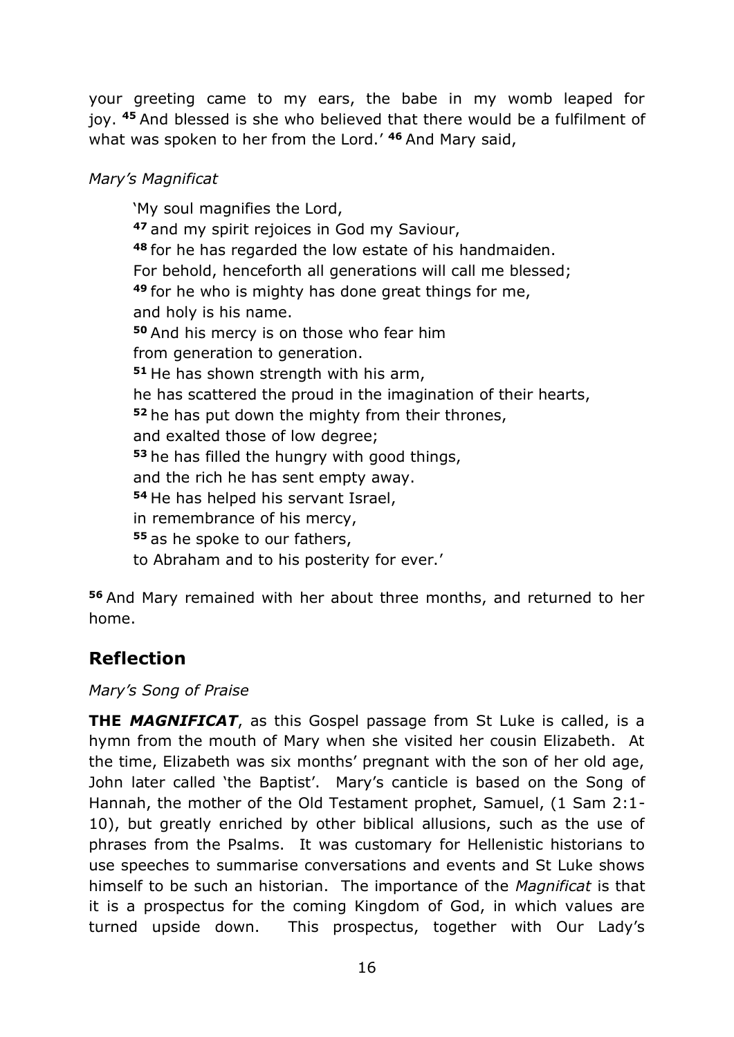your greeting came to my ears, the babe in my womb leaped for joy. **45** And blessed is she who believed that there would be a fulfilment of what was spoken to her from the Lord.' **46** And Mary said,

*Mary's Magnificat*

> 'My soul magnifies the Lord,
> **47** and my spirit rejoices in God my Saviour,
> **48** for he has regarded the low estate of his handmaiden.
> For behold, henceforth all generations will call me blessed;
> **49** for he who is mighty has done great things for me,
> and holy is his name.
> **50** And his mercy is on those who fear him
> from generation to generation.
> **51** He has shown strength with his arm,
> he has scattered the proud in the imagination of their hearts,
> **52** he has put down the mighty from their thrones,
> and exalted those of low degree;
> **53** he has filled the hungry with good things,
> and the rich he has sent empty away.
> **54** He has helped his servant Israel,
> in remembrance of his mercy,
> **55** as he spoke to our fathers,
> to Abraham and to his posterity for ever.'

**56** And Mary remained with her about three months, and returned to her home.

## Reflection

*Mary's Song of Praise*

**THE *MAGNIFICAT***, as this Gospel passage from St Luke is called, is a hymn from the mouth of Mary when she visited her cousin Elizabeth. At the time, Elizabeth was six months' pregnant with the son of her old age, John later called 'the Baptist'. Mary's canticle is based on the Song of Hannah, the mother of the Old Testament prophet, Samuel, (1 Sam 2:1-10), but greatly enriched by other biblical allusions, such as the use of phrases from the Psalms. It was customary for Hellenistic historians to use speeches to summarise conversations and events and St Luke shows himself to be such an historian. The importance of the *Magnificat* is that it is a prospectus for the coming Kingdom of God, in which values are turned upside down. This prospectus, together with Our Lady's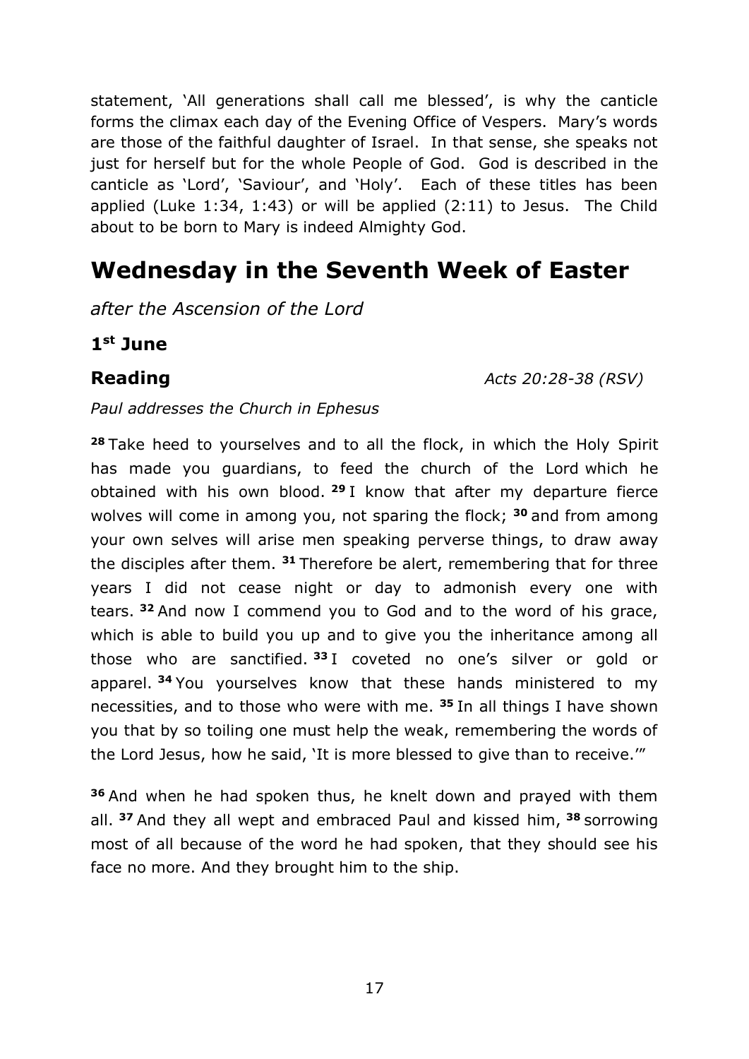statement, 'All generations shall call me blessed', is why the canticle forms the climax each day of the Evening Office of Vespers. Mary's words are those of the faithful daughter of Israel. In that sense, she speaks not just for herself but for the whole People of God. God is described in the canticle as 'Lord', 'Saviour', and 'Holy'. Each of these titles has been applied (Luke 1:34, 1:43) or will be applied (2:11) to Jesus. The Child about to be born to Mary is indeed Almighty God.

# Wednesday in the Seventh Week of Easter

*after the Ascension of the Lord*

### 1st June

**Reading** *Acts 20:28-38 (RSV)*

*Paul addresses the Church in Ephesus*

**28** Take heed to yourselves and to all the flock, in which the Holy Spirit has made you guardians, to feed the church of the Lord which he obtained with his own blood. **29** I know that after my departure fierce wolves will come in among you, not sparing the flock; **30** and from among your own selves will arise men speaking perverse things, to draw away the disciples after them. **31** Therefore be alert, remembering that for three years I did not cease night or day to admonish every one with tears. **32** And now I commend you to God and to the word of his grace, which is able to build you up and to give you the inheritance among all those who are sanctified. **33** I coveted no one's silver or gold or apparel. **34** You yourselves know that these hands ministered to my necessities, and to those who were with me. **35** In all things I have shown you that by so toiling one must help the weak, remembering the words of the Lord Jesus, how he said, 'It is more blessed to give than to receive.'"

**36** And when he had spoken thus, he knelt down and prayed with them all. **37** And they all wept and embraced Paul and kissed him, **38** sorrowing most of all because of the word he had spoken, that they should see his face no more. And they brought him to the ship.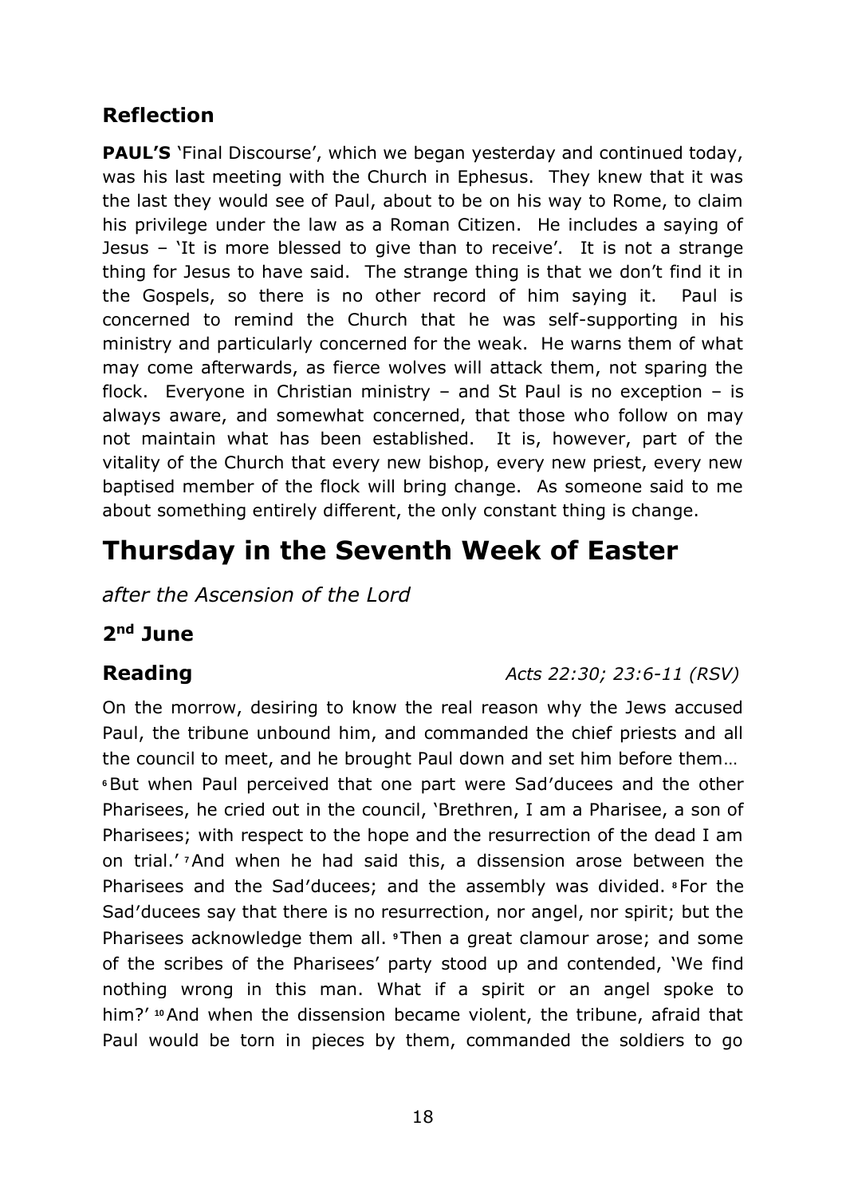## Reflection

**PAUL'S** 'Final Discourse', which we began yesterday and continued today, was his last meeting with the Church in Ephesus. They knew that it was the last they would see of Paul, about to be on his way to Rome, to claim his privilege under the law as a Roman Citizen. He includes a saying of Jesus – 'It is more blessed to give than to receive'. It is not a strange thing for Jesus to have said. The strange thing is that we don't find it in the Gospels, so there is no other record of him saying it. Paul is concerned to remind the Church that he was self-supporting in his ministry and particularly concerned for the weak. He warns them of what may come afterwards, as fierce wolves will attack them, not sparing the flock. Everyone in Christian ministry – and St Paul is no exception – is always aware, and somewhat concerned, that those who follow on may not maintain what has been established. It is, however, part of the vitality of the Church that every new bishop, every new priest, every new baptised member of the flock will bring change. As someone said to me about something entirely different, the only constant thing is change.

# Thursday in the Seventh Week of Easter

*after the Ascension of the Lord*

### 2nd June

### Reading

*Acts 22:30; 23:6-11 (RSV)*

On the morrow, desiring to know the real reason why the Jews accused Paul, the tribune unbound him, and commanded the chief priests and all the council to meet, and he brought Paul down and set him before them… **6** But when Paul perceived that one part were Sad'ducees and the other Pharisees, he cried out in the council, 'Brethren, I am a Pharisee, a son of Pharisees; with respect to the hope and the resurrection of the dead I am on trial.' **7** And when he had said this, a dissension arose between the Pharisees and the Sad'ducees; and the assembly was divided. **8** For the Sad'ducees say that there is no resurrection, nor angel, nor spirit; but the Pharisees acknowledge them all. **9** Then a great clamour arose; and some of the scribes of the Pharisees' party stood up and contended, 'We find nothing wrong in this man. What if a spirit or an angel spoke to him?' **10** And when the dissension became violent, the tribune, afraid that Paul would be torn in pieces by them, commanded the soldiers to go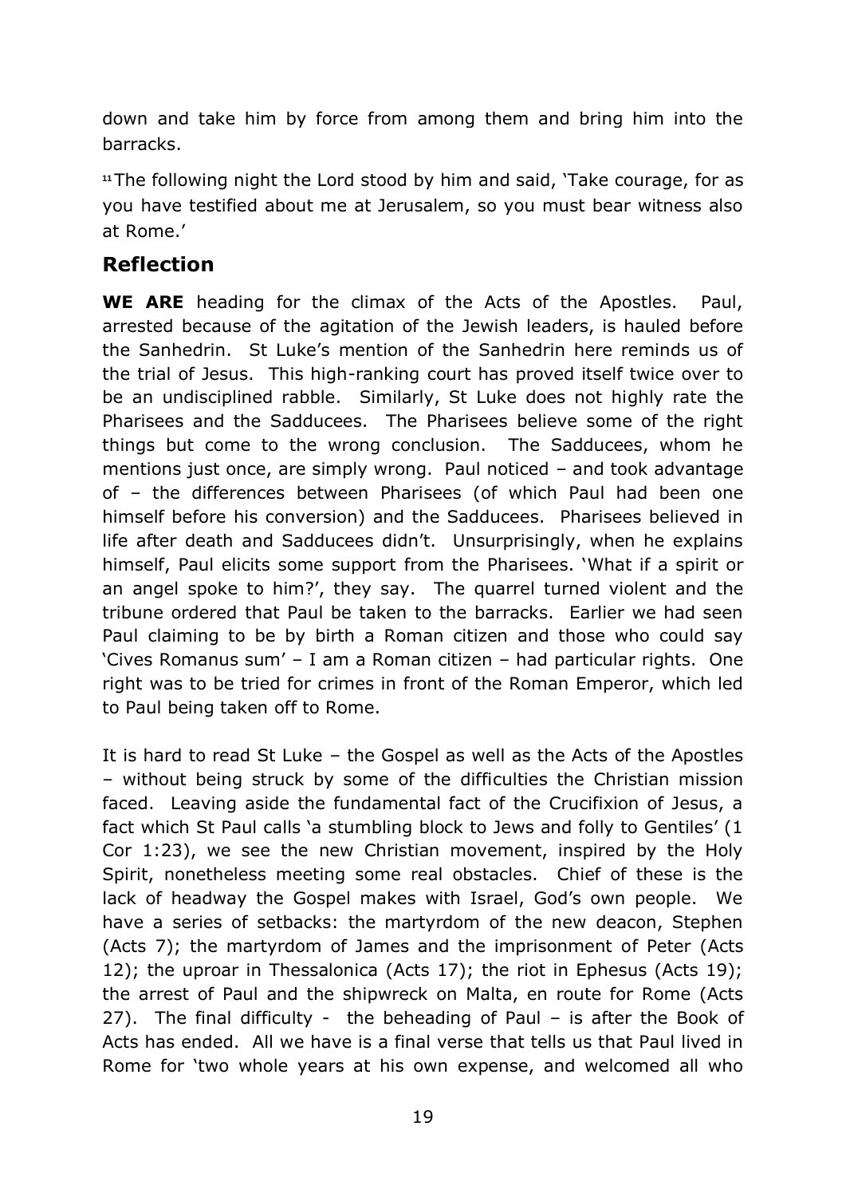down and take him by force from among them and bring him into the barracks.

[11] The following night the Lord stood by him and said, 'Take courage, for as you have testified about me at Jerusalem, so you must bear witness also at Rome.'

## Reflection

**WE ARE** heading for the climax of the Acts of the Apostles. Paul, arrested because of the agitation of the Jewish leaders, is hauled before the Sanhedrin. St Luke's mention of the Sanhedrin here reminds us of the trial of Jesus. This high-ranking court has proved itself twice over to be an undisciplined rabble. Similarly, St Luke does not highly rate the Pharisees and the Sadducees. The Pharisees believe some of the right things but come to the wrong conclusion. The Sadducees, whom he mentions just once, are simply wrong. Paul noticed – and took advantage of – the differences between Pharisees (of which Paul had been one himself before his conversion) and the Sadducees. Pharisees believed in life after death and Sadducees didn't. Unsurprisingly, when he explains himself, Paul elicits some support from the Pharisees. 'What if a spirit or an angel spoke to him?', they say. The quarrel turned violent and the tribune ordered that Paul be taken to the barracks. Earlier we had seen Paul claiming to be by birth a Roman citizen and those who could say 'Cives Romanus sum' – I am a Roman citizen – had particular rights. One right was to be tried for crimes in front of the Roman Emperor, which led to Paul being taken off to Rome.

It is hard to read St Luke – the Gospel as well as the Acts of the Apostles – without being struck by some of the difficulties the Christian mission faced. Leaving aside the fundamental fact of the Crucifixion of Jesus, a fact which St Paul calls 'a stumbling block to Jews and folly to Gentiles' (1 Cor 1:23), we see the new Christian movement, inspired by the Holy Spirit, nonetheless meeting some real obstacles. Chief of these is the lack of headway the Gospel makes with Israel, God's own people. We have a series of setbacks: the martyrdom of the new deacon, Stephen (Acts 7); the martyrdom of James and the imprisonment of Peter (Acts 12); the uproar in Thessalonica (Acts 17); the riot in Ephesus (Acts 19); the arrest of Paul and the shipwreck on Malta, en route for Rome (Acts 27). The final difficulty - the beheading of Paul – is after the Book of Acts has ended. All we have is a final verse that tells us that Paul lived in Rome for 'two whole years at his own expense, and welcomed all who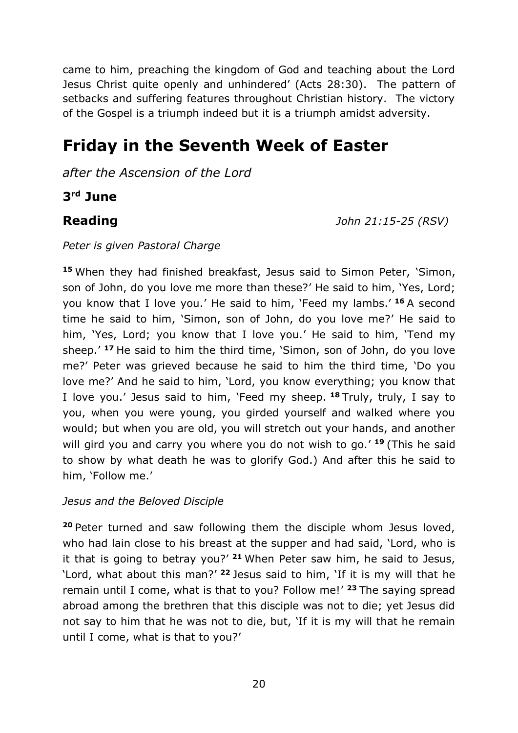came to him, preaching the kingdom of God and teaching about the Lord Jesus Christ quite openly and unhindered' (Acts 28:30). The pattern of setbacks and suffering features throughout Christian history. The victory of the Gospel is a triumph indeed but it is a triumph amidst adversity.

# Friday in the Seventh Week of Easter

*after the Ascension of the Lord*

### 3rd June

**Reading** *John 21:15-25 (RSV)*

*Peter is given Pastoral Charge*

**15** When they had finished breakfast, Jesus said to Simon Peter, 'Simon, son of John, do you love me more than these?' He said to him, 'Yes, Lord; you know that I love you.' He said to him, 'Feed my lambs.' **16** A second time he said to him, 'Simon, son of John, do you love me?' He said to him, 'Yes, Lord; you know that I love you.' He said to him, 'Tend my sheep.' **17** He said to him the third time, 'Simon, son of John, do you love me?' Peter was grieved because he said to him the third time, 'Do you love me?' And he said to him, 'Lord, you know everything; you know that I love you.' Jesus said to him, 'Feed my sheep. **18** Truly, truly, I say to you, when you were young, you girded yourself and walked where you would; but when you are old, you will stretch out your hands, and another will gird you and carry you where you do not wish to go.' **19** (This he said to show by what death he was to glorify God.) And after this he said to him, 'Follow me.'

*Jesus and the Beloved Disciple*

**20** Peter turned and saw following them the disciple whom Jesus loved, who had lain close to his breast at the supper and had said, 'Lord, who is it that is going to betray you?' **21** When Peter saw him, he said to Jesus, 'Lord, what about this man?' **22** Jesus said to him, 'If it is my will that he remain until I come, what is that to you? Follow me!' **23** The saying spread abroad among the brethren that this disciple was not to die; yet Jesus did not say to him that he was not to die, but, 'If it is my will that he remain until I come, what is that to you?'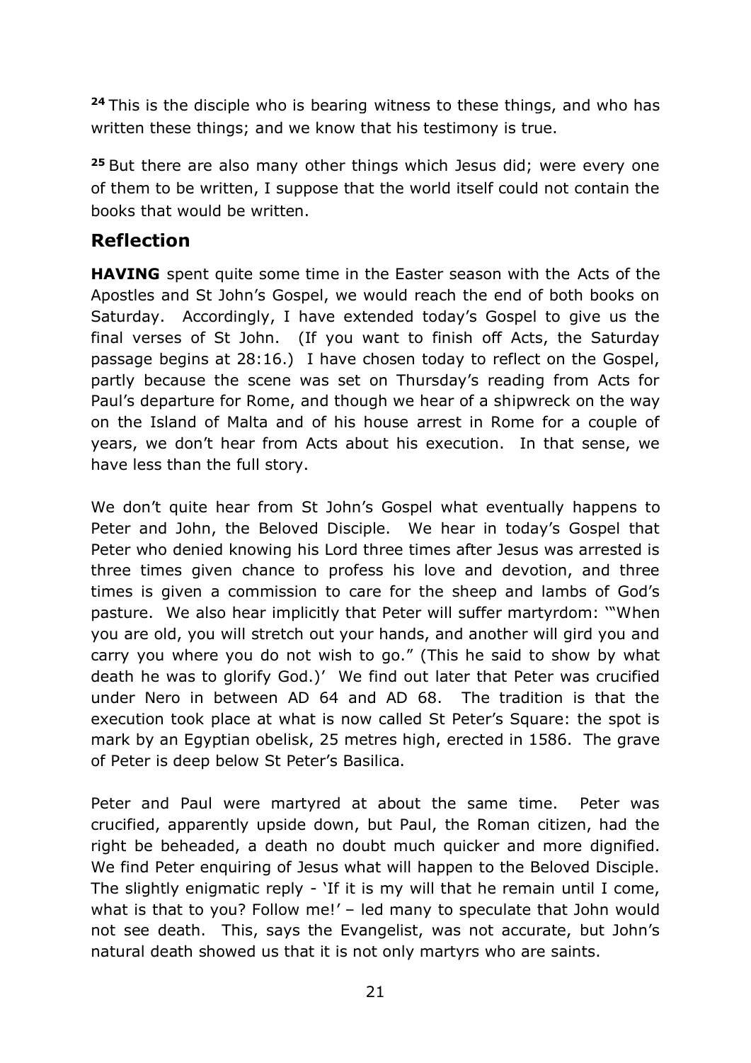[24] This is the disciple who is bearing witness to these things, and who has written these things; and we know that his testimony is true.

[25] But there are also many other things which Jesus did; were every one of them to be written, I suppose that the world itself could not contain the books that would be written.

## Reflection

**HAVING** spent quite some time in the Easter season with the Acts of the Apostles and St John's Gospel, we would reach the end of both books on Saturday. Accordingly, I have extended today's Gospel to give us the final verses of St John. (If you want to finish off Acts, the Saturday passage begins at 28:16.) I have chosen today to reflect on the Gospel, partly because the scene was set on Thursday's reading from Acts for Paul's departure for Rome, and though we hear of a shipwreck on the way on the Island of Malta and of his house arrest in Rome for a couple of years, we don't hear from Acts about his execution. In that sense, we have less than the full story.

We don't quite hear from St John's Gospel what eventually happens to Peter and John, the Beloved Disciple. We hear in today's Gospel that Peter who denied knowing his Lord three times after Jesus was arrested is three times given chance to profess his love and devotion, and three times is given a commission to care for the sheep and lambs of God's pasture. We also hear implicitly that Peter will suffer martyrdom: '"When you are old, you will stretch out your hands, and another will gird you and carry you where you do not wish to go." (This he said to show by what death he was to glorify God.)' We find out later that Peter was crucified under Nero in between AD 64 and AD 68. The tradition is that the execution took place at what is now called St Peter's Square: the spot is mark by an Egyptian obelisk, 25 metres high, erected in 1586. The grave of Peter is deep below St Peter's Basilica.

Peter and Paul were martyred at about the same time. Peter was crucified, apparently upside down, but Paul, the Roman citizen, had the right be beheaded, a death no doubt much quicker and more dignified. We find Peter enquiring of Jesus what will happen to the Beloved Disciple. The slightly enigmatic reply - 'If it is my will that he remain until I come, what is that to you? Follow me!' – led many to speculate that John would not see death. This, says the Evangelist, was not accurate, but John's natural death showed us that it is not only martyrs who are saints.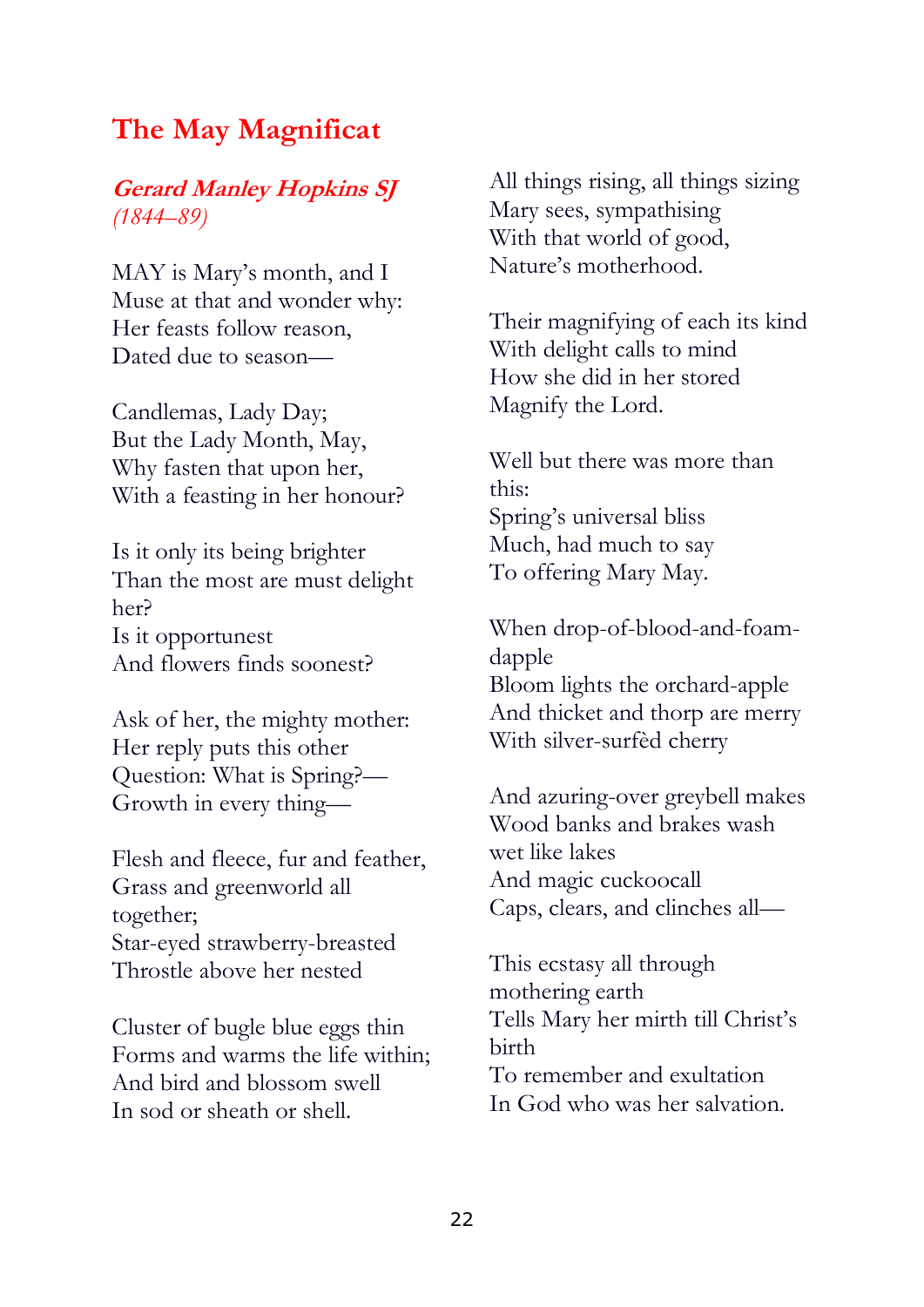# The May Magnificat

***Gerard Manley Hopkins SJ***
*(1844–89)*

MAY is Mary's month, and I
Muse at that and wonder why:
Her feasts follow reason,
Dated due to season—

Candlemas, Lady Day;
But the Lady Month, May,
Why fasten that upon her,
With a feasting in her honour?

Is it only its being brighter
Than the most are must delight her?
Is it opportunest
And flowers finds soonest?

Ask of her, the mighty mother:
Her reply puts this other
Question: What is Spring?—
Growth in every thing—

Flesh and fleece, fur and feather,
Grass and greenworld all together;
Star-eyed strawberry-breasted
Throstle above her nested

Cluster of bugle blue eggs thin
Forms and warms the life within;
And bird and blossom swell
In sod or sheath or shell.

All things rising, all things sizing
Mary sees, sympathising
With that world of good,
Nature's motherhood.

Their magnifying of each its kind
With delight calls to mind
How she did in her stored
Magnify the Lord.

Well but there was more than this:
Spring's universal bliss
Much, had much to say
To offering Mary May.

When drop-of-blood-and-foam-dapple
Bloom lights the orchard-apple
And thicket and thorp are merry
With silver-surfèd cherry

And azuring-over greybell makes
Wood banks and brakes wash wet like lakes
And magic cuckoocall
Caps, clears, and clinches all—

This ecstasy all through mothering earth
Tells Mary her mirth till Christ's birth
To remember and exultation
In God who was her salvation.